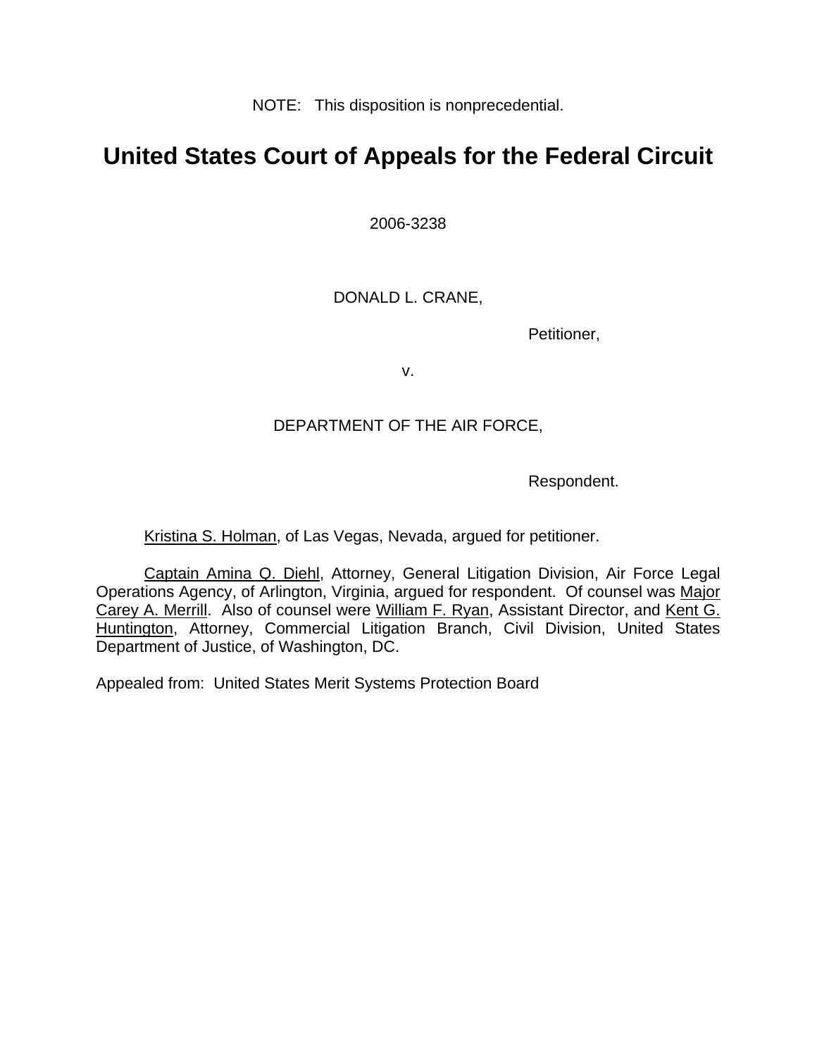NOTE: This disposition is nonprecedential.

# United States Court of Appeals for the Federal Circuit

2006-3238

DONALD L. CRANE,

Petitioner,

v.

DEPARTMENT OF THE AIR FORCE,

Respondent.

Kristina S. Holman, of Las Vegas, Nevada, argued for petitioner.

Captain Amina Q. Diehl, Attorney, General Litigation Division, Air Force Legal Operations Agency, of Arlington, Virginia, argued for respondent. Of counsel was Major Carey A. Merrill. Also of counsel were William F. Ryan, Assistant Director, and Kent G. Huntington, Attorney, Commercial Litigation Branch, Civil Division, United States Department of Justice, of Washington, DC.

Appealed from: United States Merit Systems Protection Board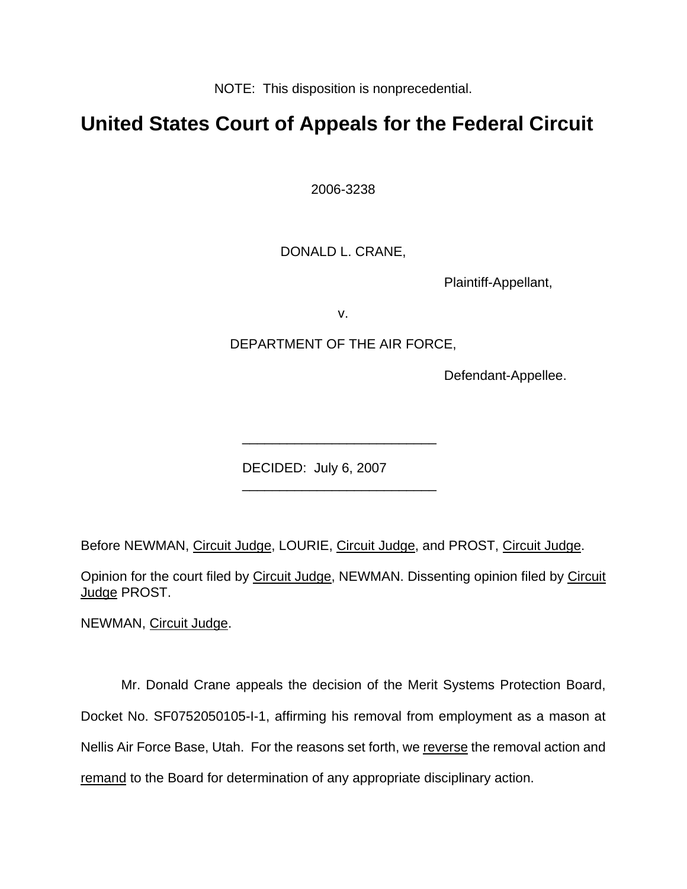NOTE: This disposition is nonprecedential.

# United States Court of Appeals for the Federal Circuit

2006-3238

DONALD L. CRANE,

Plaintiff-Appellant,

v.

DEPARTMENT OF THE AIR FORCE,

Defendant-Appellee.

---

DECIDED: July 6, 2007

---

Before NEWMAN, Circuit Judge, LOURIE, Circuit Judge, and PROST, Circuit Judge.

Opinion for the court filed by Circuit Judge, NEWMAN. Dissenting opinion filed by Circuit Judge PROST.

NEWMAN, Circuit Judge.

Mr. Donald Crane appeals the decision of the Merit Systems Protection Board, Docket No. SF0752050105-I-1, affirming his removal from employment as a mason at Nellis Air Force Base, Utah. For the reasons set forth, we reverse the removal action and remand to the Board for determination of any appropriate disciplinary action.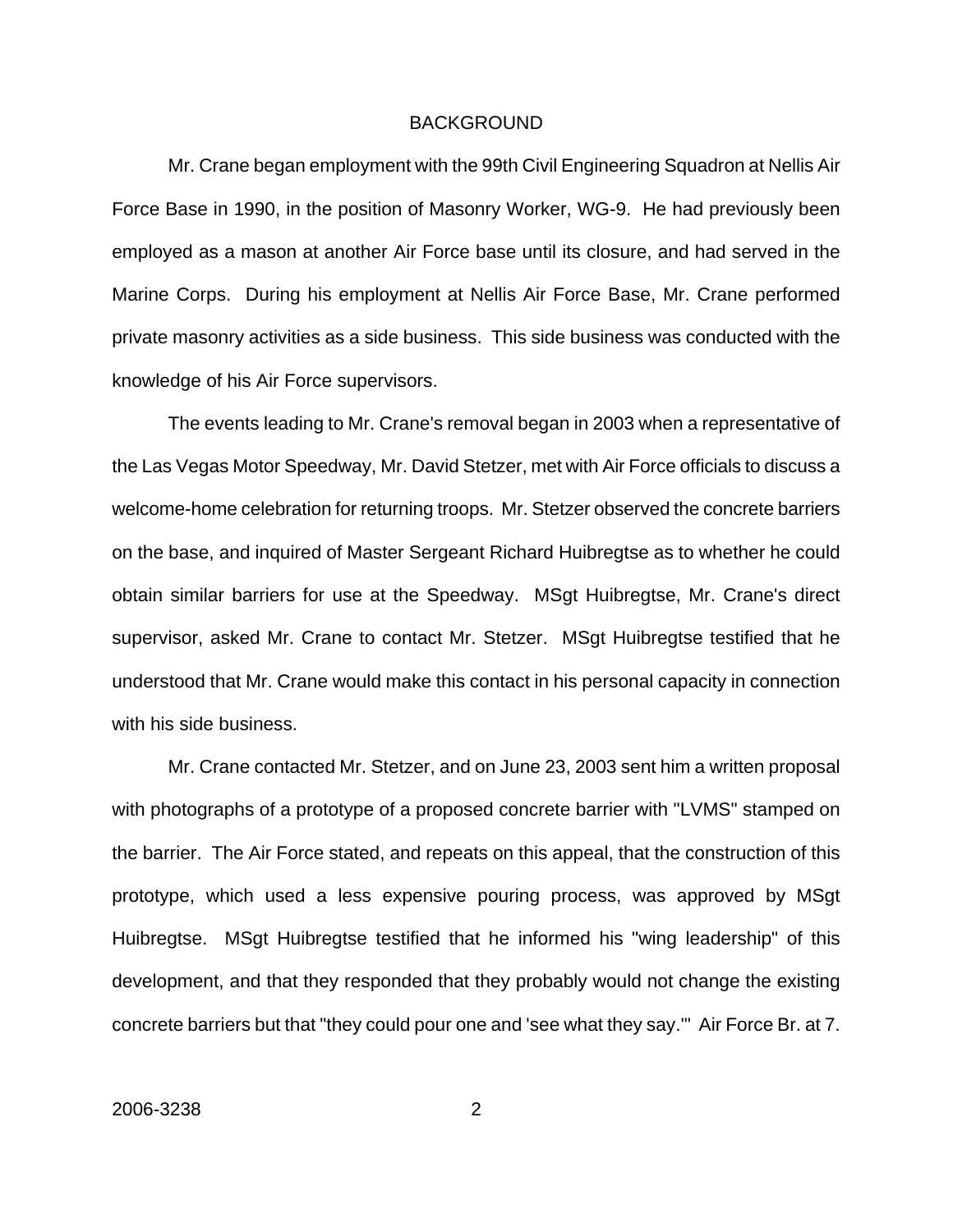## BACKGROUND

Mr. Crane began employment with the 99th Civil Engineering Squadron at Nellis Air Force Base in 1990, in the position of Masonry Worker, WG-9. He had previously been employed as a mason at another Air Force base until its closure, and had served in the Marine Corps. During his employment at Nellis Air Force Base, Mr. Crane performed private masonry activities as a side business. This side business was conducted with the knowledge of his Air Force supervisors.

The events leading to Mr. Crane's removal began in 2003 when a representative of the Las Vegas Motor Speedway, Mr. David Stetzer, met with Air Force officials to discuss a welcome-home celebration for returning troops. Mr. Stetzer observed the concrete barriers on the base, and inquired of Master Sergeant Richard Huibregtse as to whether he could obtain similar barriers for use at the Speedway. MSgt Huibregtse, Mr. Crane's direct supervisor, asked Mr. Crane to contact Mr. Stetzer. MSgt Huibregtse testified that he understood that Mr. Crane would make this contact in his personal capacity in connection with his side business.

Mr. Crane contacted Mr. Stetzer, and on June 23, 2003 sent him a written proposal with photographs of a prototype of a proposed concrete barrier with "LVMS" stamped on the barrier. The Air Force stated, and repeats on this appeal, that the construction of this prototype, which used a less expensive pouring process, was approved by MSgt Huibregtse. MSgt Huibregtse testified that he informed his "wing leadership" of this development, and that they responded that they probably would not change the existing concrete barriers but that "they could pour one and 'see what they say.'" Air Force Br. at 7.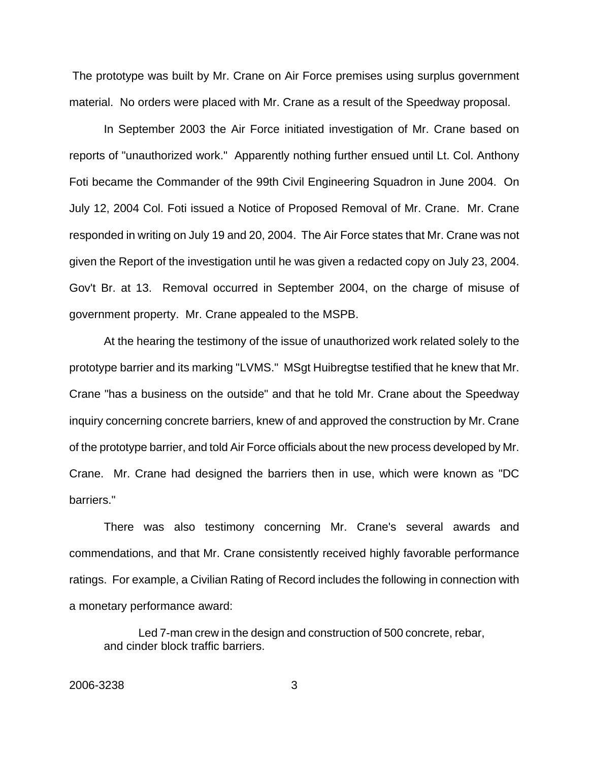The prototype was built by Mr. Crane on Air Force premises using surplus government material. No orders were placed with Mr. Crane as a result of the Speedway proposal.

In September 2003 the Air Force initiated investigation of Mr. Crane based on reports of "unauthorized work." Apparently nothing further ensued until Lt. Col. Anthony Foti became the Commander of the 99th Civil Engineering Squadron in June 2004. On July 12, 2004 Col. Foti issued a Notice of Proposed Removal of Mr. Crane. Mr. Crane responded in writing on July 19 and 20, 2004. The Air Force states that Mr. Crane was not given the Report of the investigation until he was given a redacted copy on July 23, 2004. Gov't Br. at 13. Removal occurred in September 2004, on the charge of misuse of government property. Mr. Crane appealed to the MSPB.

At the hearing the testimony of the issue of unauthorized work related solely to the prototype barrier and its marking "LVMS." MSgt Huibregtse testified that he knew that Mr. Crane "has a business on the outside" and that he told Mr. Crane about the Speedway inquiry concerning concrete barriers, knew of and approved the construction by Mr. Crane of the prototype barrier, and told Air Force officials about the new process developed by Mr. Crane. Mr. Crane had designed the barriers then in use, which were known as "DC barriers."

There was also testimony concerning Mr. Crane's several awards and commendations, and that Mr. Crane consistently received highly favorable performance ratings. For example, a Civilian Rating of Record includes the following in connection with a monetary performance award:

> Led 7-man crew in the design and construction of 500 concrete, rebar, and cinder block traffic barriers.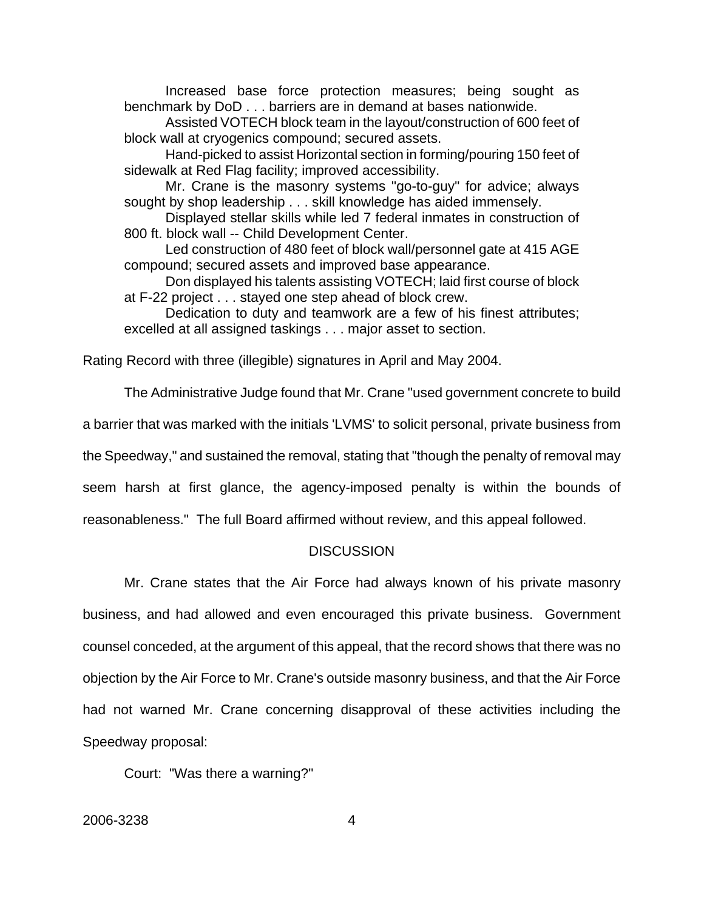> Increased base force protection measures; being sought as benchmark by DoD . . . barriers are in demand at bases nationwide.
>
> Assisted VOTECH block team in the layout/construction of 600 feet of block wall at cryogenics compound; secured assets.
>
> Hand-picked to assist Horizontal section in forming/pouring 150 feet of sidewalk at Red Flag facility; improved accessibility.
>
> Mr. Crane is the masonry systems "go-to-guy" for advice; always sought by shop leadership . . . skill knowledge has aided immensely.
>
> Displayed stellar skills while led 7 federal inmates in construction of 800 ft. block wall -- Child Development Center.
>
> Led construction of 480 feet of block wall/personnel gate at 415 AGE compound; secured assets and improved base appearance.
>
> Don displayed his talents assisting VOTECH; laid first course of block at F-22 project . . . stayed one step ahead of block crew.
>
> Dedication to duty and teamwork are a few of his finest attributes; excelled at all assigned taskings . . . major asset to section.

Rating Record with three (illegible) signatures in April and May 2004.

The Administrative Judge found that Mr. Crane "used government concrete to build a barrier that was marked with the initials 'LVMS' to solicit personal, private business from the Speedway," and sustained the removal, stating that "though the penalty of removal may seem harsh at first glance, the agency-imposed penalty is within the bounds of reasonableness." The full Board affirmed without review, and this appeal followed.

## DISCUSSION

Mr. Crane states that the Air Force had always known of his private masonry business, and had allowed and even encouraged this private business. Government counsel conceded, at the argument of this appeal, that the record shows that there was no objection by the Air Force to Mr. Crane's outside masonry business, and that the Air Force had not warned Mr. Crane concerning disapproval of these activities including the Speedway proposal:

Court: "Was there a warning?"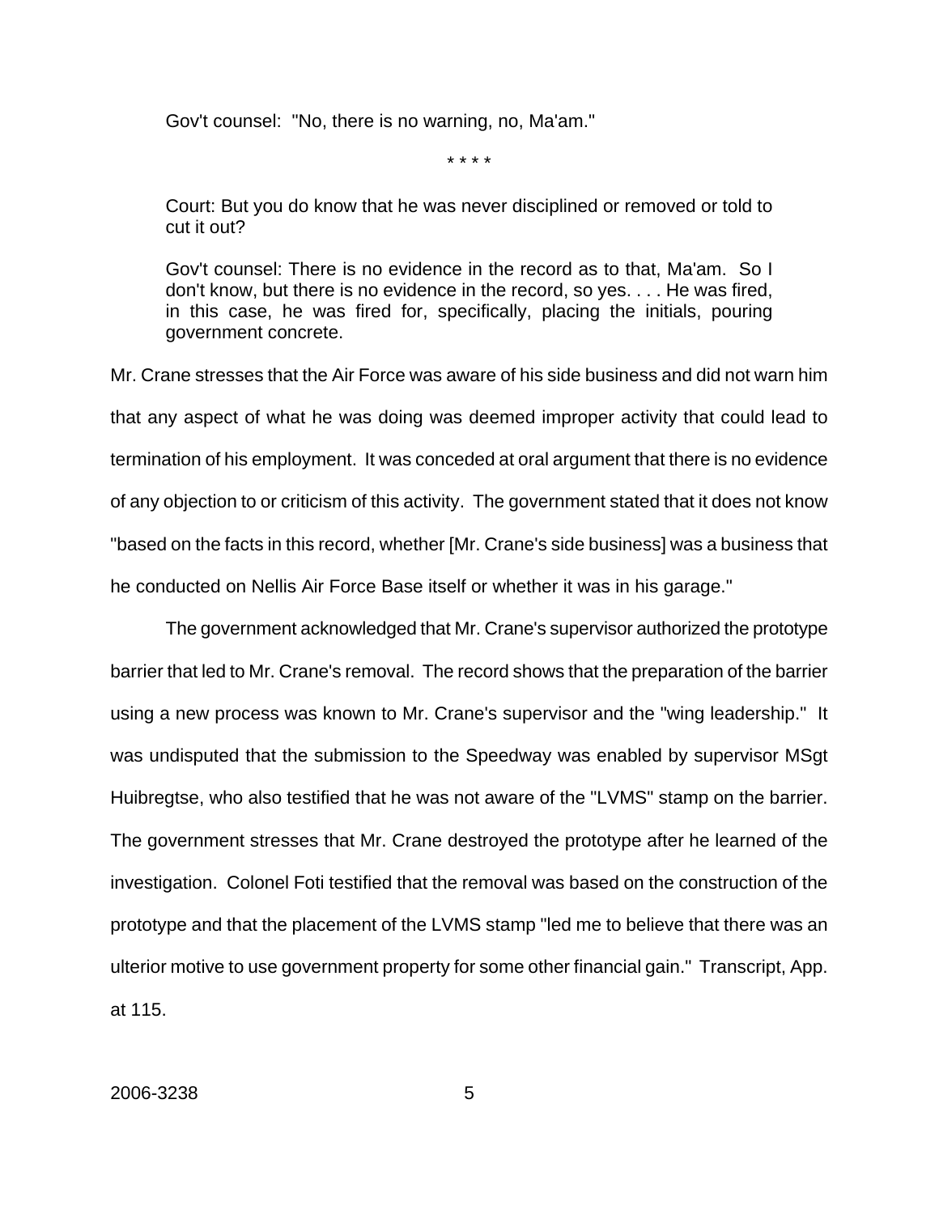> Gov't counsel: "No, there is no warning, no, Ma'am."
>
> * * * *
>
> Court: But you do know that he was never disciplined or removed or told to cut it out?
>
> Gov't counsel: There is no evidence in the record as to that, Ma'am. So I don't know, but there is no evidence in the record, so yes. . . . He was fired, in this case, he was fired for, specifically, placing the initials, pouring government concrete.

Mr. Crane stresses that the Air Force was aware of his side business and did not warn him that any aspect of what he was doing was deemed improper activity that could lead to termination of his employment. It was conceded at oral argument that there is no evidence of any objection to or criticism of this activity. The government stated that it does not know "based on the facts in this record, whether [Mr. Crane's side business] was a business that he conducted on Nellis Air Force Base itself or whether it was in his garage."

The government acknowledged that Mr. Crane's supervisor authorized the prototype barrier that led to Mr. Crane's removal. The record shows that the preparation of the barrier using a new process was known to Mr. Crane's supervisor and the "wing leadership." It was undisputed that the submission to the Speedway was enabled by supervisor MSgt Huibregtse, who also testified that he was not aware of the "LVMS" stamp on the barrier. The government stresses that Mr. Crane destroyed the prototype after he learned of the investigation. Colonel Foti testified that the removal was based on the construction of the prototype and that the placement of the LVMS stamp "led me to believe that there was an ulterior motive to use government property for some other financial gain." Transcript, App. at 115.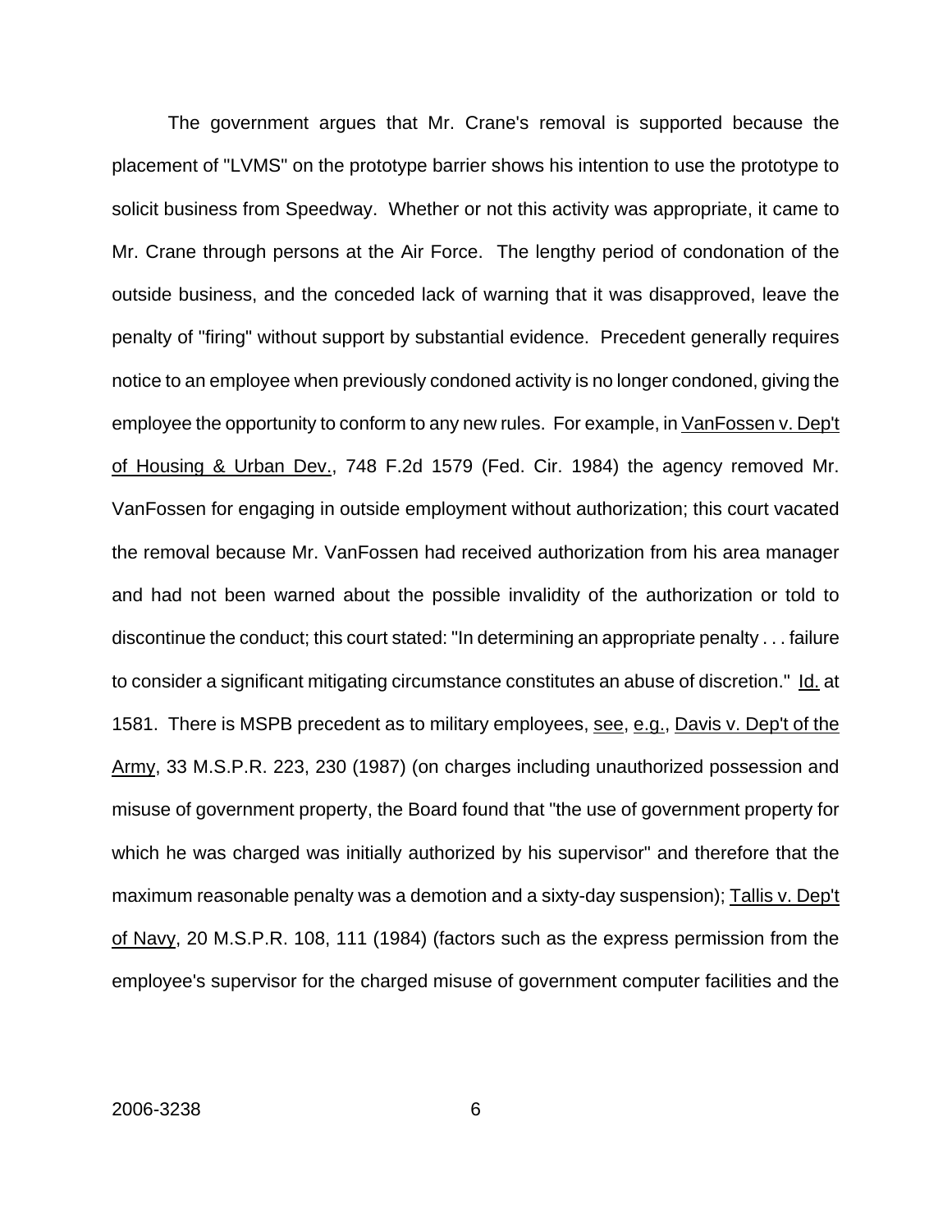The government argues that Mr. Crane's removal is supported because the placement of "LVMS" on the prototype barrier shows his intention to use the prototype to solicit business from Speedway. Whether or not this activity was appropriate, it came to Mr. Crane through persons at the Air Force. The lengthy period of condonation of the outside business, and the conceded lack of warning that it was disapproved, leave the penalty of "firing" without support by substantial evidence. Precedent generally requires notice to an employee when previously condoned activity is no longer condoned, giving the employee the opportunity to conform to any new rules. For example, in <u>VanFossen v. Dep't of Housing & Urban Dev.</u>, 748 F.2d 1579 (Fed. Cir. 1984) the agency removed Mr. VanFossen for engaging in outside employment without authorization; this court vacated the removal because Mr. VanFossen had received authorization from his area manager and had not been warned about the possible invalidity of the authorization or told to discontinue the conduct; this court stated: "In determining an appropriate penalty . . . failure to consider a significant mitigating circumstance constitutes an abuse of discretion." <u>Id.</u> at 1581. There is MSPB precedent as to military employees, <u>see</u>, <u>e.g.</u>, <u>Davis v. Dep't of the Army</u>, 33 M.S.P.R. 223, 230 (1987) (on charges including unauthorized possession and misuse of government property, the Board found that "the use of government property for which he was charged was initially authorized by his supervisor" and therefore that the maximum reasonable penalty was a demotion and a sixty-day suspension); <u>Tallis v. Dep't of Navy</u>, 20 M.S.P.R. 108, 111 (1984) (factors such as the express permission from the employee's supervisor for the charged misuse of government computer facilities and the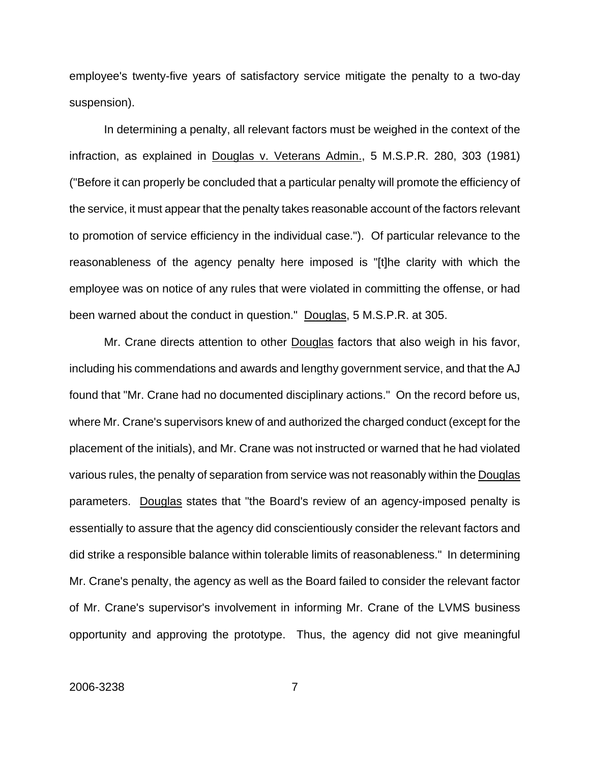employee's twenty-five years of satisfactory service mitigate the penalty to a two-day suspension).

In determining a penalty, all relevant factors must be weighed in the context of the infraction, as explained in Douglas v. Veterans Admin., 5 M.S.P.R. 280, 303 (1981) ("Before it can properly be concluded that a particular penalty will promote the efficiency of the service, it must appear that the penalty takes reasonable account of the factors relevant to promotion of service efficiency in the individual case."). Of particular relevance to the reasonableness of the agency penalty here imposed is "[t]he clarity with which the employee was on notice of any rules that were violated in committing the offense, or had been warned about the conduct in question." Douglas, 5 M.S.P.R. at 305.

Mr. Crane directs attention to other Douglas factors that also weigh in his favor, including his commendations and awards and lengthy government service, and that the AJ found that "Mr. Crane had no documented disciplinary actions." On the record before us, where Mr. Crane's supervisors knew of and authorized the charged conduct (except for the placement of the initials), and Mr. Crane was not instructed or warned that he had violated various rules, the penalty of separation from service was not reasonably within the Douglas parameters. Douglas states that "the Board's review of an agency-imposed penalty is essentially to assure that the agency did conscientiously consider the relevant factors and did strike a responsible balance within tolerable limits of reasonableness." In determining Mr. Crane's penalty, the agency as well as the Board failed to consider the relevant factor of Mr. Crane's supervisor's involvement in informing Mr. Crane of the LVMS business opportunity and approving the prototype. Thus, the agency did not give meaningful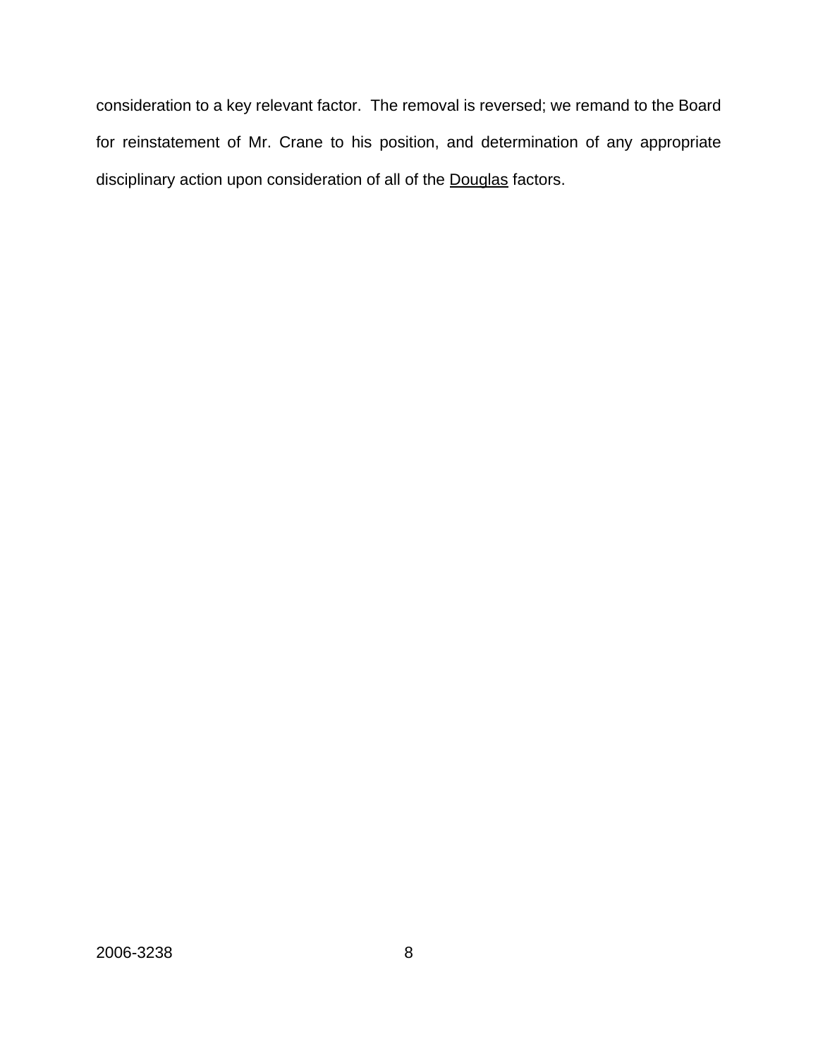consideration to a key relevant factor. The removal is reversed; we remand to the Board for reinstatement of Mr. Crane to his position, and determination of any appropriate disciplinary action upon consideration of all of the Douglas factors.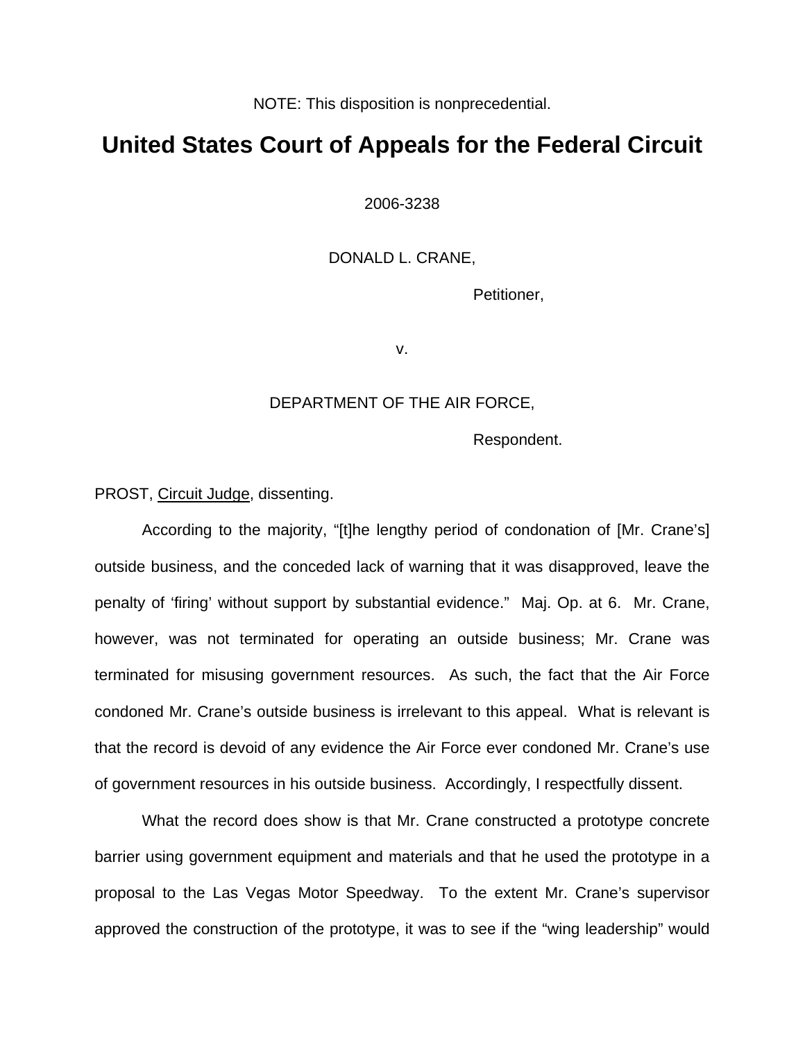NOTE: This disposition is nonprecedential.

# United States Court of Appeals for the Federal Circuit

2006-3238

DONALD L. CRANE,

Petitioner,

v.

DEPARTMENT OF THE AIR FORCE,

Respondent.

PROST, Circuit Judge, dissenting.

According to the majority, "[t]he lengthy period of condonation of [Mr. Crane's] outside business, and the conceded lack of warning that it was disapproved, leave the penalty of 'firing' without support by substantial evidence." Maj. Op. at 6. Mr. Crane, however, was not terminated for operating an outside business; Mr. Crane was terminated for misusing government resources. As such, the fact that the Air Force condoned Mr. Crane's outside business is irrelevant to this appeal. What is relevant is that the record is devoid of any evidence the Air Force ever condoned Mr. Crane's use of government resources in his outside business. Accordingly, I respectfully dissent.

What the record does show is that Mr. Crane constructed a prototype concrete barrier using government equipment and materials and that he used the prototype in a proposal to the Las Vegas Motor Speedway. To the extent Mr. Crane's supervisor approved the construction of the prototype, it was to see if the "wing leadership" would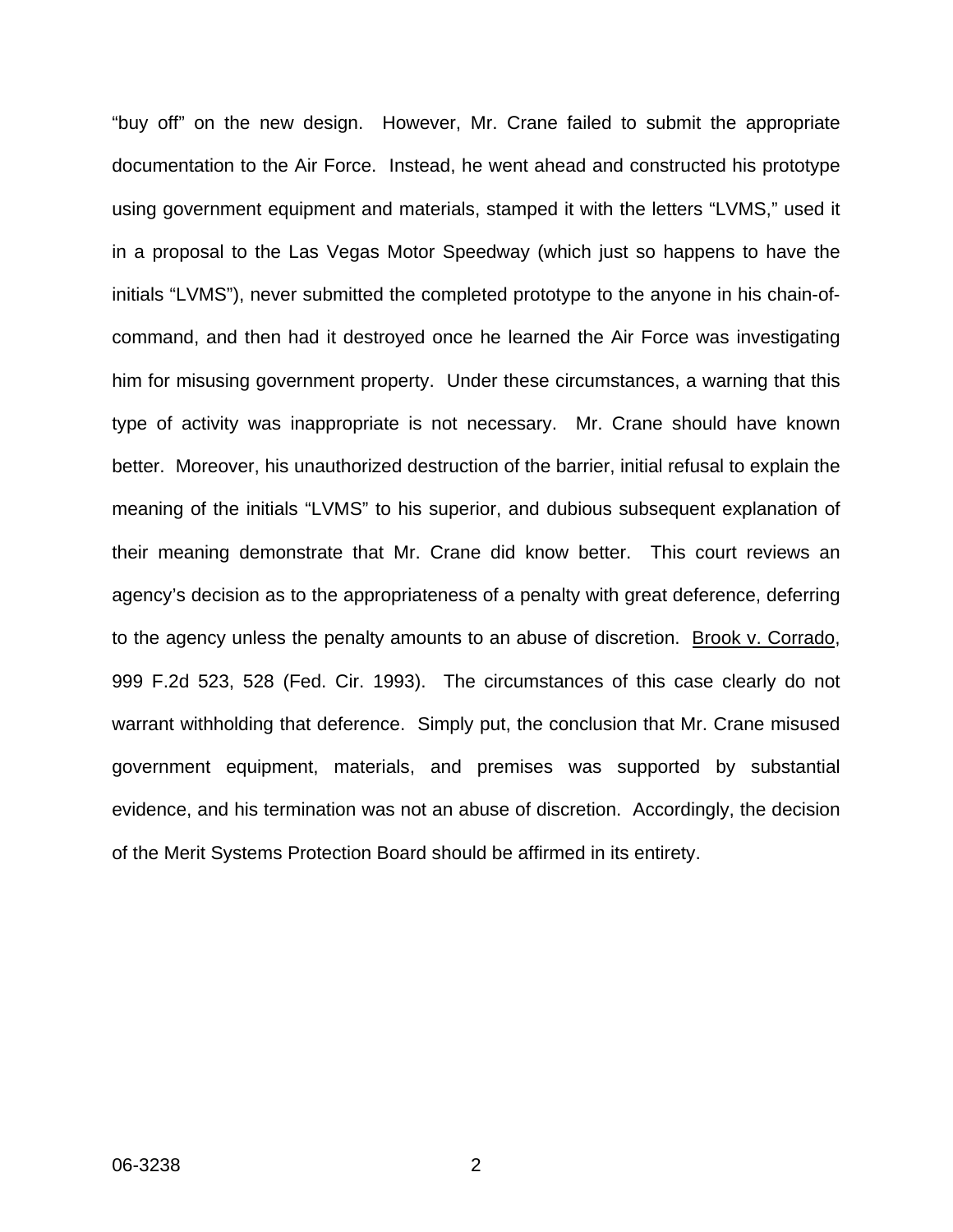"buy off" on the new design. However, Mr. Crane failed to submit the appropriate documentation to the Air Force. Instead, he went ahead and constructed his prototype using government equipment and materials, stamped it with the letters "LVMS," used it in a proposal to the Las Vegas Motor Speedway (which just so happens to have the initials "LVMS"), never submitted the completed prototype to the anyone in his chain-of-command, and then had it destroyed once he learned the Air Force was investigating him for misusing government property. Under these circumstances, a warning that this type of activity was inappropriate is not necessary. Mr. Crane should have known better. Moreover, his unauthorized destruction of the barrier, initial refusal to explain the meaning of the initials "LVMS" to his superior, and dubious subsequent explanation of their meaning demonstrate that Mr. Crane did know better. This court reviews an agency's decision as to the appropriateness of a penalty with great deference, deferring to the agency unless the penalty amounts to an abuse of discretion. Brook v. Corrado, 999 F.2d 523, 528 (Fed. Cir. 1993). The circumstances of this case clearly do not warrant withholding that deference. Simply put, the conclusion that Mr. Crane misused government equipment, materials, and premises was supported by substantial evidence, and his termination was not an abuse of discretion. Accordingly, the decision of the Merit Systems Protection Board should be affirmed in its entirety.